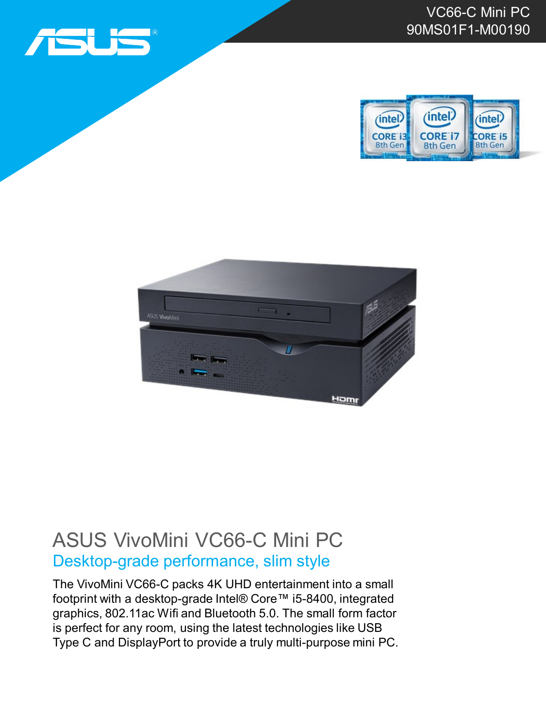VC66-C Mini PC
90MS01F1-M00190

# ASUS VivoMini VC66-C Mini PC

## Desktop-grade performance, slim style

The VivoMini VC66-C packs 4K UHD entertainment into a small footprint with a desktop-grade Intel® Core™ i5-8400, integrated graphics, 802.11ac Wifi and Bluetooth 5.0. The small form factor is perfect for any room, using the latest technologies like USB Type C and DisplayPort to provide a truly multi-purpose mini PC.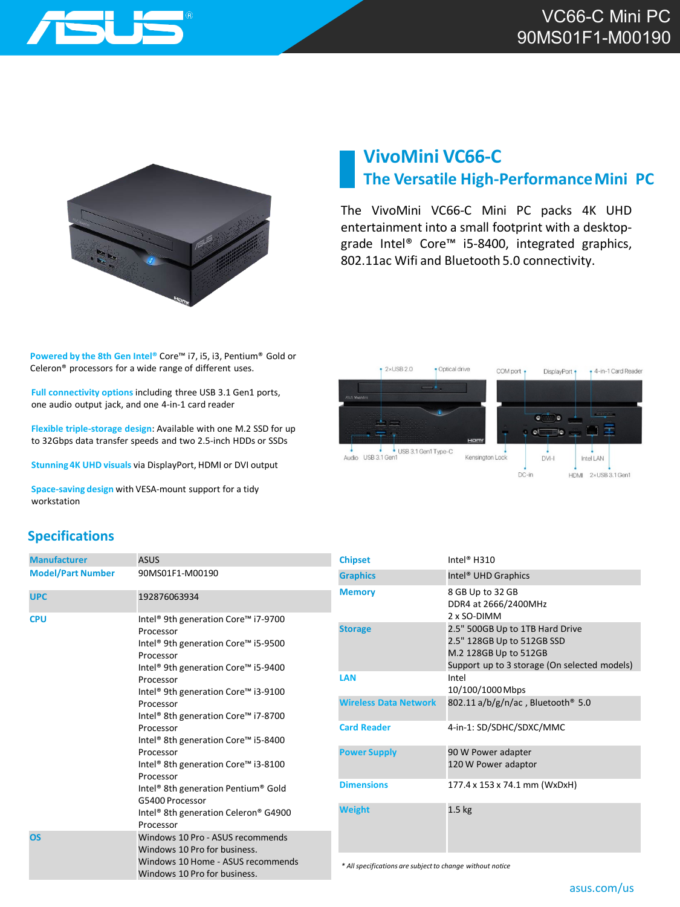VC66-C Mini PC
90MS01F1-M00190

## VivoMini VC66-C
### The Versatile High-Performance Mini PC

The VivoMini VC66-C Mini PC packs 4K UHD entertainment into a small footprint with a desktop-grade Intel® Core™ i5-8400, integrated graphics, 802.11ac Wifi and Bluetooth 5.0 connectivity.

**Powered by the 8th Gen Intel®** Core™ i7, i5, i3, Pentium® Gold or Celeron® processors for a wide range of different uses.

**Full connectivity options** including three USB 3.1 Gen1 ports, one audio output jack, and one 4-in-1 card reader

**Flexible triple-storage design**: Available with one M.2 SSD for up to 32Gbps data transfer speeds and two 2.5-inch HDDs or SSDs

**Stunning 4K UHD visuals** via DisplayPort, HDMI or DVI output

**Space-saving design** with VESA-mount support for a tidy workstation

2×USB 2.0
Optical drive
COM port
DisplayPort
4-in-1 Card Reader
Audio
USB 3.1 Gen1
USB 3.1 Gen1 Type-C
Kensington Lock
DVI-I
Intel LAN
DC-in
HDMI
2×USB 3.1 Gen1

## Specifications

| | |
|---|---|
| **Manufacturer** | ASUS |
| **Model/Part Number** | 90MS01F1-M00190 |
| **UPC** | 192876063934 |
| **CPU** | Intel® 9th generation Core™ i7-9700 Processor<br>Intel® 9th generation Core™ i5-9500 Processor<br>Intel® 9th generation Core™ i5-9400 Processor<br>Intel® 9th generation Core™ i3-9100 Processor<br>Intel® 8th generation Core™ i7-8700 Processor<br>Intel® 8th generation Core™ i5-8400 Processor<br>Intel® 8th generation Core™ i3-8100 Processor<br>Intel® 8th generation Pentium® Gold G5400 Processor<br>Intel® 8th generation Celeron® G4900 Processor |
| **OS** | Windows 10 Pro - ASUS recommends Windows 10 Pro for business.<br>Windows 10 Home - ASUS recommends Windows 10 Pro for business. |

| | |
|---|---|
| **Chipset** | Intel® H310 |
| **Graphics** | Intel® UHD Graphics |
| **Memory** | 8 GB Up to 32 GB<br>DDR4 at 2666/2400MHz<br>2 x SO-DIMM |
| **Storage** | 2.5" 500GB Up to 1TB Hard Drive<br>2.5" 128GB Up to 512GB SSD<br>M.2 128GB Up to 512GB<br>Support up to 3 storage (On selected models) |
| **LAN** | Intel<br>10/100/1000 Mbps |
| **Wireless Data Network** | 802.11 a/b/g/n/ac , Bluetooth® 5.0 |
| **Card Reader** | 4-in-1: SD/SDHC/SDXC/MMC |
| **Power Supply** | 90 W Power adapter<br>120 W Power adaptor |
| **Dimensions** | 177.4 x 153 x 74.1 mm (WxDxH) |
| **Weight** | 1.5 kg |

*\* All specifications are subject to change without notice*

asus.com/us